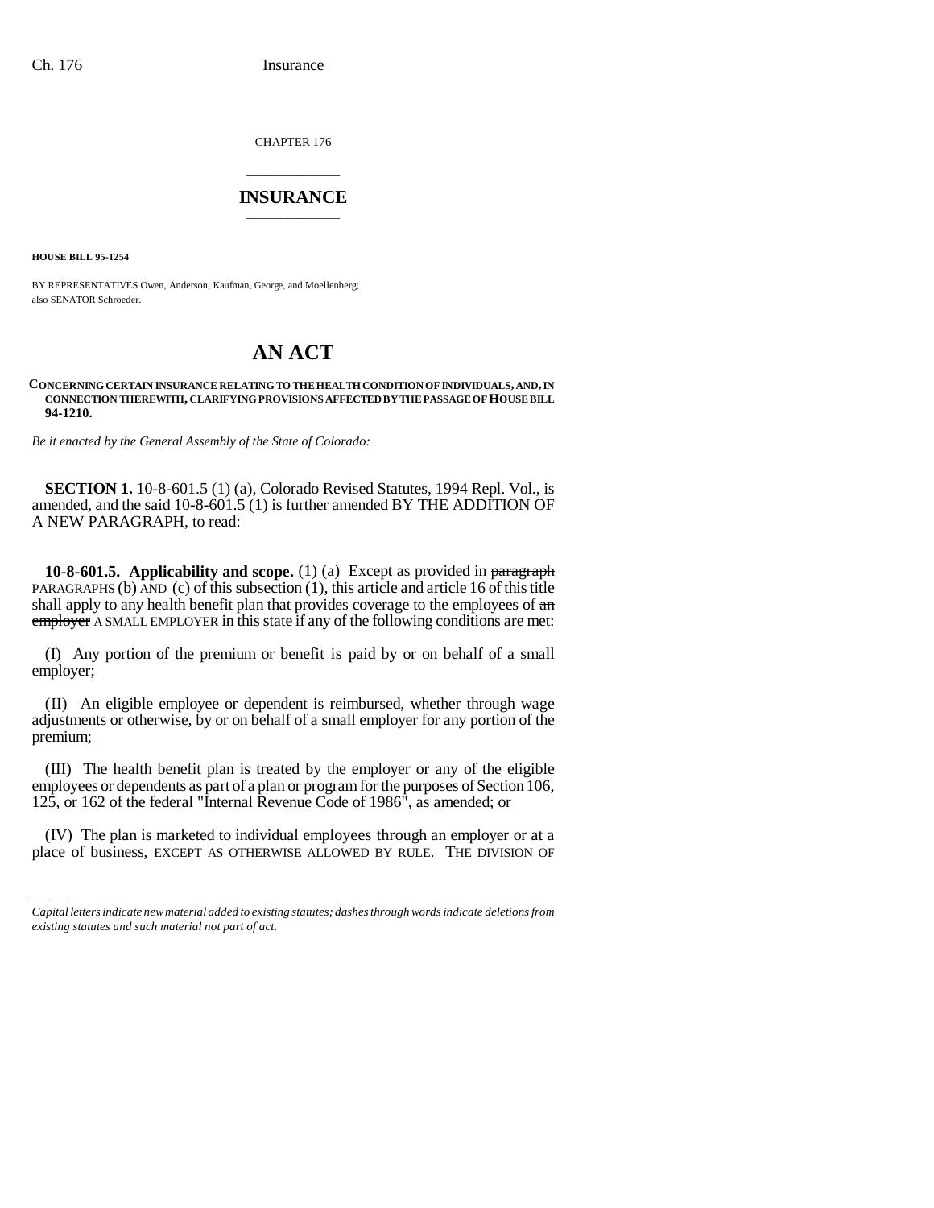CHAPTER 176

# INSURANCE

**HOUSE BILL 95-1254**

BY REPRESENTATIVES Owen, Anderson, Kaufman, George, and Moellenberg;
also SENATOR Schroeder.

# AN ACT

**CONCERNING CERTAIN INSURANCE RELATING TO THE HEALTH CONDITION OF INDIVIDUALS, AND, IN CONNECTION THEREWITH, CLARIFYING PROVISIONS AFFECTED BY THE PASSAGE OF HOUSE BILL 94-1210.**

*Be it enacted by the General Assembly of the State of Colorado:*

**SECTION 1.** 10-8-601.5 (1) (a), Colorado Revised Statutes, 1994 Repl. Vol., is amended, and the said 10-8-601.5 (1) is further amended BY THE ADDITION OF A NEW PARAGRAPH, to read:

**10-8-601.5. Applicability and scope.** (1) (a) Except as provided in ~~paragraph~~ PARAGRAPHS (b) AND (c) of this subsection (1), this article and article 16 of this title shall apply to any health benefit plan that provides coverage to the employees of ~~an employer~~ A SMALL EMPLOYER in this state if any of the following conditions are met:

(I) Any portion of the premium or benefit is paid by or on behalf of a small employer;

(II) An eligible employee or dependent is reimbursed, whether through wage adjustments or otherwise, by or on behalf of a small employer for any portion of the premium;

(III) The health benefit plan is treated by the employer or any of the eligible employees or dependents as part of a plan or program for the purposes of Section 106, 125, or 162 of the federal "Internal Revenue Code of 1986", as amended; or

(IV) The plan is marketed to individual employees through an employer or at a place of business, EXCEPT AS OTHERWISE ALLOWED BY RULE. THE DIVISION OF

*Capital letters indicate new material added to existing statutes; dashes through words indicate deletions from existing statutes and such material not part of act.*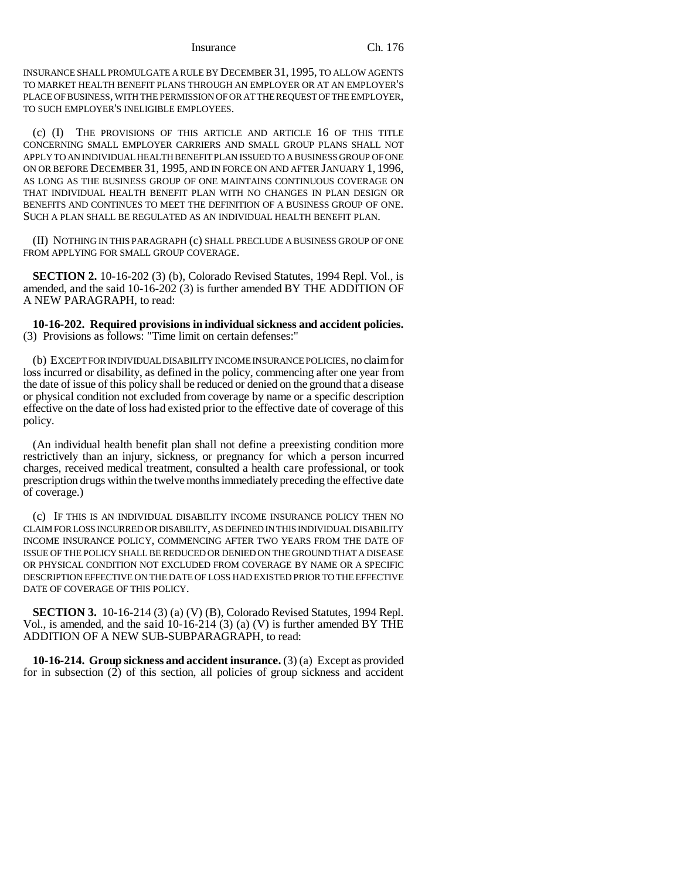INSURANCE SHALL PROMULGATE A RULE BY DECEMBER 31, 1995, TO ALLOW AGENTS TO MARKET HEALTH BENEFIT PLANS THROUGH AN EMPLOYER OR AT AN EMPLOYER'S PLACE OF BUSINESS, WITH THE PERMISSION OF OR AT THE REQUEST OF THE EMPLOYER, TO SUCH EMPLOYER'S INELIGIBLE EMPLOYEES.

(c) (I) THE PROVISIONS OF THIS ARTICLE AND ARTICLE 16 OF THIS TITLE CONCERNING SMALL EMPLOYER CARRIERS AND SMALL GROUP PLANS SHALL NOT APPLY TO AN INDIVIDUAL HEALTH BENEFIT PLAN ISSUED TO A BUSINESS GROUP OF ONE ON OR BEFORE DECEMBER 31, 1995, AND IN FORCE ON AND AFTER JANUARY 1, 1996, AS LONG AS THE BUSINESS GROUP OF ONE MAINTAINS CONTINUOUS COVERAGE ON THAT INDIVIDUAL HEALTH BENEFIT PLAN WITH NO CHANGES IN PLAN DESIGN OR BENEFITS AND CONTINUES TO MEET THE DEFINITION OF A BUSINESS GROUP OF ONE. SUCH A PLAN SHALL BE REGULATED AS AN INDIVIDUAL HEALTH BENEFIT PLAN.

(II) NOTHING IN THIS PARAGRAPH (c) SHALL PRECLUDE A BUSINESS GROUP OF ONE FROM APPLYING FOR SMALL GROUP COVERAGE.

**SECTION 2.** 10-16-202 (3) (b), Colorado Revised Statutes, 1994 Repl. Vol., is amended, and the said 10-16-202 (3) is further amended BY THE ADDITION OF A NEW PARAGRAPH, to read:

**10-16-202. Required provisions in individual sickness and accident policies.** (3) Provisions as follows: "Time limit on certain defenses:"

(b) EXCEPT FOR INDIVIDUAL DISABILITY INCOME INSURANCE POLICIES, no claim for loss incurred or disability, as defined in the policy, commencing after one year from the date of issue of this policy shall be reduced or denied on the ground that a disease or physical condition not excluded from coverage by name or a specific description effective on the date of loss had existed prior to the effective date of coverage of this policy.

(An individual health benefit plan shall not define a preexisting condition more restrictively than an injury, sickness, or pregnancy for which a person incurred charges, received medical treatment, consulted a health care professional, or took prescription drugs within the twelve months immediately preceding the effective date of coverage.)

(c) IF THIS IS AN INDIVIDUAL DISABILITY INCOME INSURANCE POLICY THEN NO CLAIM FOR LOSS INCURRED OR DISABILITY, AS DEFINED IN THIS INDIVIDUAL DISABILITY INCOME INSURANCE POLICY, COMMENCING AFTER TWO YEARS FROM THE DATE OF ISSUE OF THE POLICY SHALL BE REDUCED OR DENIED ON THE GROUND THAT A DISEASE OR PHYSICAL CONDITION NOT EXCLUDED FROM COVERAGE BY NAME OR A SPECIFIC DESCRIPTION EFFECTIVE ON THE DATE OF LOSS HAD EXISTED PRIOR TO THE EFFECTIVE DATE OF COVERAGE OF THIS POLICY.

**SECTION 3.** 10-16-214 (3) (a) (V) (B), Colorado Revised Statutes, 1994 Repl. Vol., is amended, and the said 10-16-214 (3) (a) (V) is further amended BY THE ADDITION OF A NEW SUB-SUBPARAGRAPH, to read:

**10-16-214. Group sickness and accident insurance.** (3) (a) Except as provided for in subsection (2) of this section, all policies of group sickness and accident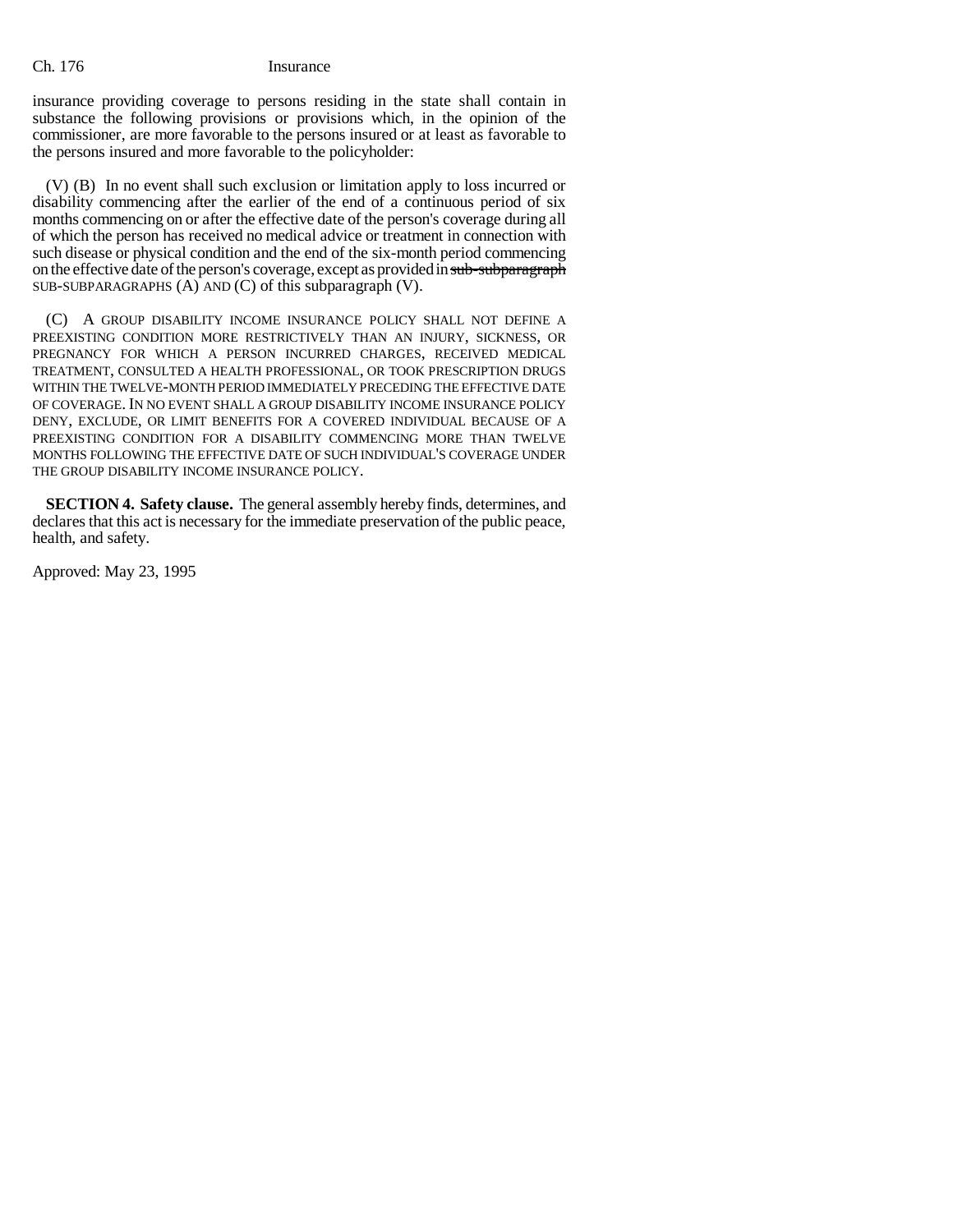insurance providing coverage to persons residing in the state shall contain in substance the following provisions or provisions which, in the opinion of the commissioner, are more favorable to the persons insured or at least as favorable to the persons insured and more favorable to the policyholder:

(V) (B) In no event shall such exclusion or limitation apply to loss incurred or disability commencing after the earlier of the end of a continuous period of six months commencing on or after the effective date of the person's coverage during all of which the person has received no medical advice or treatment in connection with such disease or physical condition and the end of the six-month period commencing on the effective date of the person's coverage, except as provided in ~~sub-subparagraph~~ SUB-SUBPARAGRAPHS (A) AND (C) of this subparagraph (V).

(C) A GROUP DISABILITY INCOME INSURANCE POLICY SHALL NOT DEFINE A PREEXISTING CONDITION MORE RESTRICTIVELY THAN AN INJURY, SICKNESS, OR PREGNANCY FOR WHICH A PERSON INCURRED CHARGES, RECEIVED MEDICAL TREATMENT, CONSULTED A HEALTH PROFESSIONAL, OR TOOK PRESCRIPTION DRUGS WITHIN THE TWELVE-MONTH PERIOD IMMEDIATELY PRECEDING THE EFFECTIVE DATE OF COVERAGE. IN NO EVENT SHALL A GROUP DISABILITY INCOME INSURANCE POLICY DENY, EXCLUDE, OR LIMIT BENEFITS FOR A COVERED INDIVIDUAL BECAUSE OF A PREEXISTING CONDITION FOR A DISABILITY COMMENCING MORE THAN TWELVE MONTHS FOLLOWING THE EFFECTIVE DATE OF SUCH INDIVIDUAL'S COVERAGE UNDER THE GROUP DISABILITY INCOME INSURANCE POLICY.

**SECTION 4. Safety clause.** The general assembly hereby finds, determines, and declares that this act is necessary for the immediate preservation of the public peace, health, and safety.

Approved: May 23, 1995